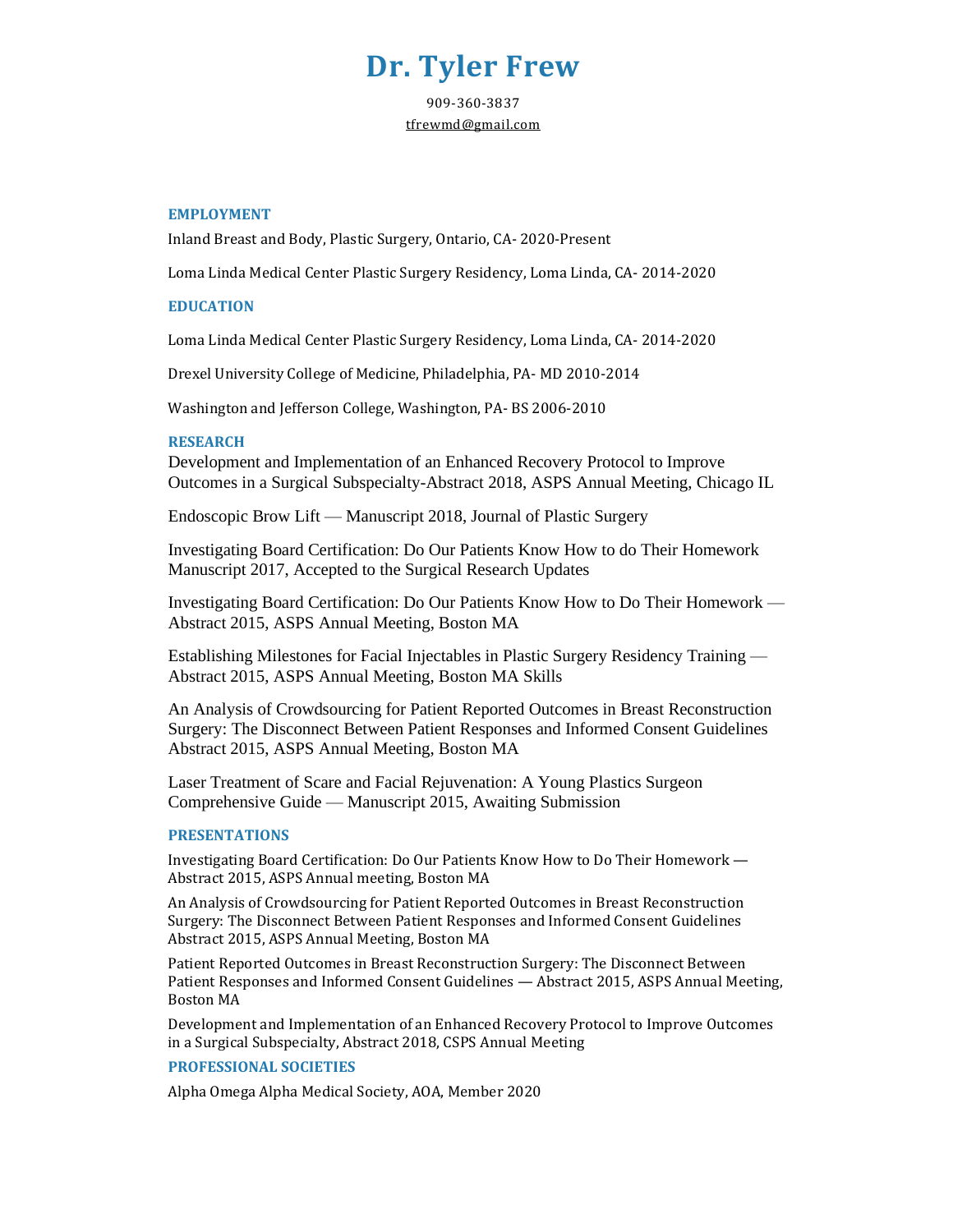# Dr. Tyler Frew

909-360-3837

tfrewmd@gmail.com

## EMPLOYMENT

Inland Breast and Body, Plastic Surgery, Ontario, CA- 2020-Present

Loma Linda Medical Center Plastic Surgery Residency, Loma Linda, CA- 2014-2020

## EDUCATION

Loma Linda Medical Center Plastic Surgery Residency, Loma Linda, CA- 2014-2020

Drexel University College of Medicine, Philadelphia, PA- MD 2010-2014

Washington and Jefferson College, Washington, PA- BS 2006-2010

## RESEARCH

Development and Implementation of an Enhanced Recovery Protocol to Improve Outcomes in a Surgical Subspecialty-Abstract 2018, ASPS Annual Meeting, Chicago IL

Endoscopic Brow Lift — Manuscript 2018, Journal of Plastic Surgery

Investigating Board Certification: Do Our Patients Know How to do Their Homework Manuscript 2017, Accepted to the Surgical Research Updates

Investigating Board Certification: Do Our Patients Know How to Do Their Homework — Abstract 2015, ASPS Annual Meeting, Boston MA

Establishing Milestones for Facial Injectables in Plastic Surgery Residency Training — Abstract 2015, ASPS Annual Meeting, Boston MA Skills

An Analysis of Crowdsourcing for Patient Reported Outcomes in Breast Reconstruction Surgery: The Disconnect Between Patient Responses and Informed Consent Guidelines Abstract 2015, ASPS Annual Meeting, Boston MA

Laser Treatment of Scare and Facial Rejuvenation: A Young Plastics Surgeon Comprehensive Guide — Manuscript 2015, Awaiting Submission

## PRESENTATIONS

Investigating Board Certification: Do Our Patients Know How to Do Their Homework — Abstract 2015, ASPS Annual meeting, Boston MA

An Analysis of Crowdsourcing for Patient Reported Outcomes in Breast Reconstruction Surgery: The Disconnect Between Patient Responses and Informed Consent Guidelines Abstract 2015, ASPS Annual Meeting, Boston MA

Patient Reported Outcomes in Breast Reconstruction Surgery: The Disconnect Between Patient Responses and Informed Consent Guidelines — Abstract 2015, ASPS Annual Meeting, Boston MA

Development and Implementation of an Enhanced Recovery Protocol to Improve Outcomes in a Surgical Subspecialty, Abstract 2018, CSPS Annual Meeting

## PROFESSIONAL SOCIETIES

Alpha Omega Alpha Medical Society, AOA, Member 2020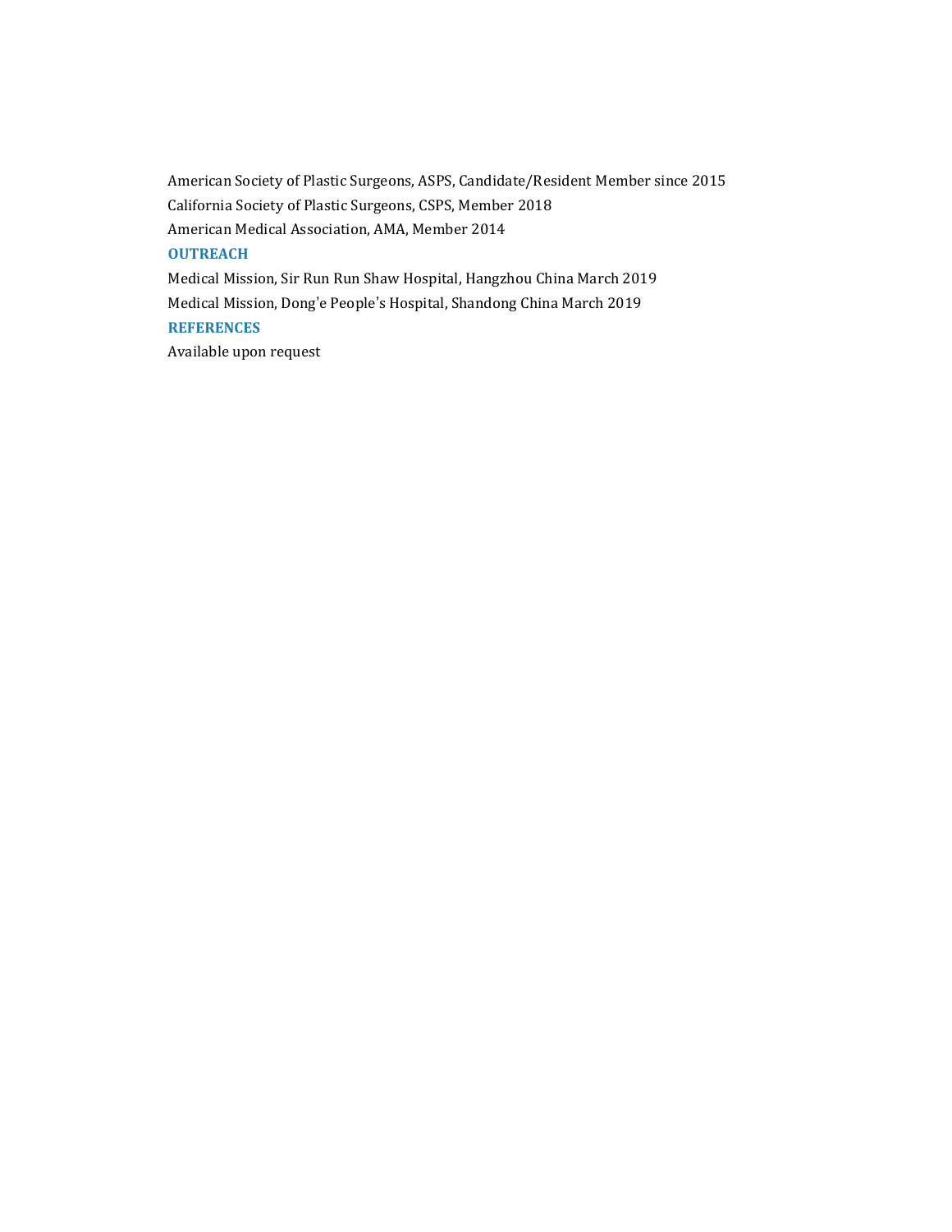American Society of Plastic Surgeons, ASPS, Candidate/Resident Member since 2015

California Society of Plastic Surgeons, CSPS, Member 2018

American Medical Association, AMA, Member 2014

## OUTREACH

Medical Mission, Sir Run Run Shaw Hospital, Hangzhou China March 2019

Medical Mission, Dong'e People's Hospital, Shandong China March 2019

## REFERENCES

Available upon request